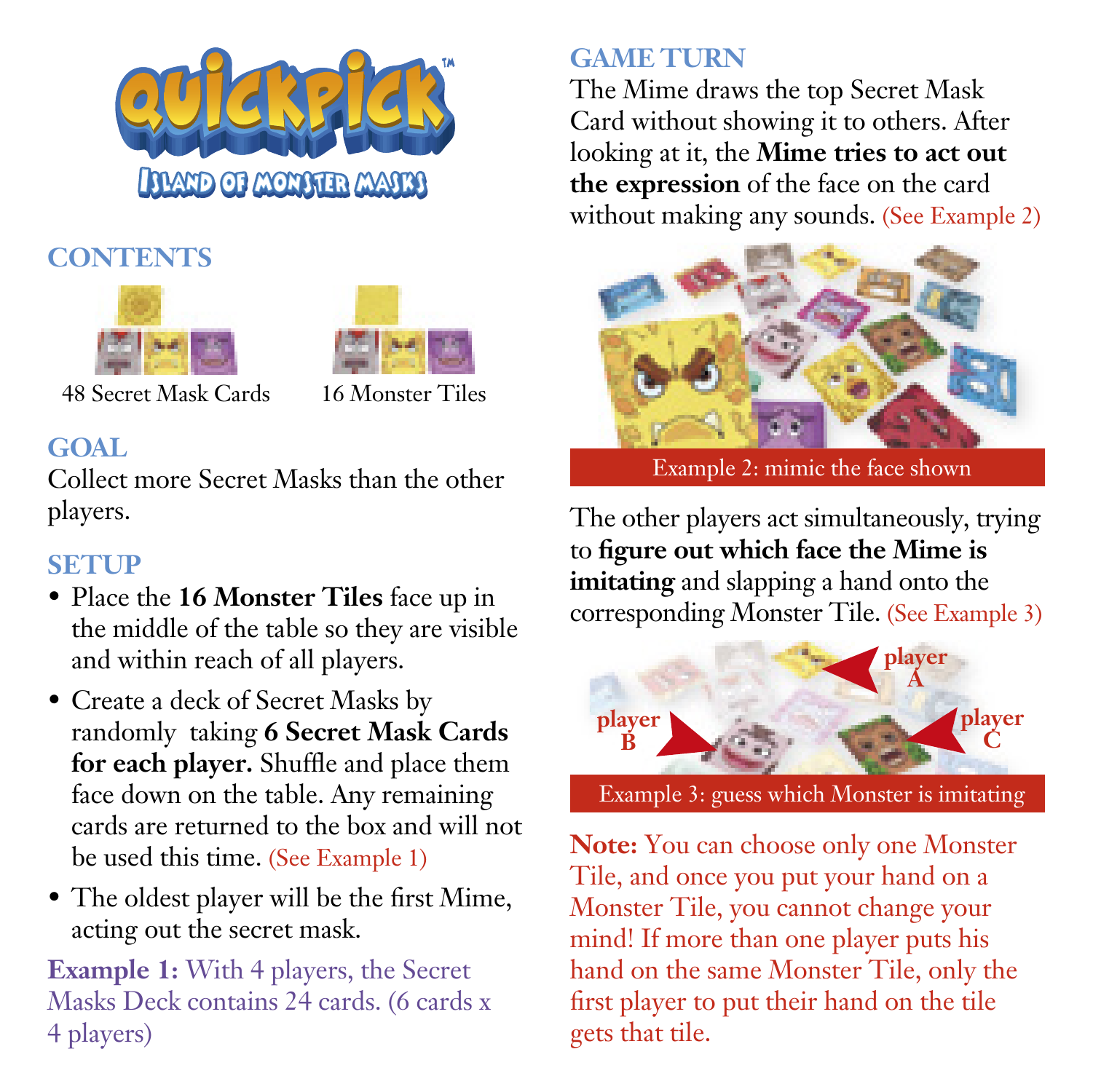# QUICKPICK™

## ISLAND OF MONSTER MASKS

## CONTENTS

48 Secret Mask Cards

16 Monster Tiles

## GOAL

Collect more Secret Masks than the other players.

## SETUP

- Place the **16 Monster Tiles** face up in the middle of the table so they are visible and within reach of all players.
- Create a deck of Secret Masks by randomly taking **6 Secret Mask Cards for each player.** Shuffle and place them face down on the table. Any remaining cards are returned to the box and will not be used this time. (See Example 1)
- The oldest player will be the first Mime, acting out the secret mask.

**Example 1:** With 4 players, the Secret Masks Deck contains 24 cards. (6 cards x 4 players)

## GAME TURN

The Mime draws the top Secret Mask Card without showing it to others. After looking at it, the **Mime tries to act out the expression** of the face on the card without making any sounds. (See Example 2)

Example 2: mimic the face shown

The other players act simultaneously, trying to **figure out which face the Mime is imitating** and slapping a hand onto the corresponding Monster Tile. (See Example 3)

player A

player B

player C

Example 3: guess which Monster is imitating

**Note:** You can choose only one Monster Tile, and once you put your hand on a Monster Tile, you cannot change your mind! If more than one player puts his hand on the same Monster Tile, only the first player to put their hand on the tile gets that tile.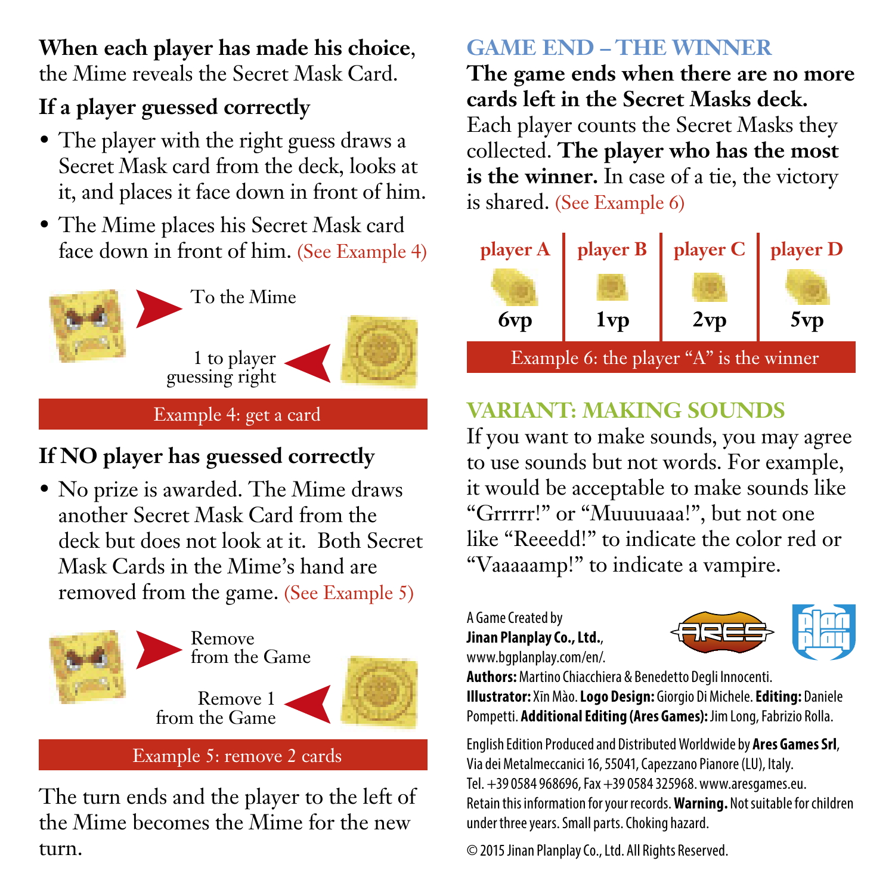**When each player has made his choice**, the Mime reveals the Secret Mask Card.

### If a player guessed correctly

- The player with the right guess draws a Secret Mask card from the deck, looks at it, and places it face down in front of him.
- The Mime places his Secret Mask card face down in front of him. (See Example 4)

To the Mime

1 to player guessing right

Example 4: get a card

### If NO player has guessed correctly

- No prize is awarded. The Mime draws another Secret Mask Card from the deck but does not look at it. Both Secret Mask Cards in the Mime's hand are removed from the game. (See Example 5)

Remove from the Game

Remove 1 from the Game

Example 5: remove 2 cards

The turn ends and the player to the left of the Mime becomes the Mime for the new turn.

## GAME END – THE WINNER

**The game ends when there are no more cards left in the Secret Masks deck.** Each player counts the Secret Masks they collected. **The player who has the most is the winner.** In case of a tie, the victory is shared. (See Example 6)

| player A | player B | player C | player D |
|---|---|---|---|
| 6vp | 1vp | 2vp | 5vp |

Example 6: the player "A" is the winner

## VARIANT: MAKING SOUNDS

If you want to make sounds, you may agree to use sounds but not words. For example, it would be acceptable to make sounds like "Grrrrr!" or "Muuuuaaa!", but not one like "Reeedd!" to indicate the color red or "Vaaaaamp!" to indicate a vampire.

A Game Created by **Jinan Planplay Co., Ltd.**, www.bgplanplay.com/en/.

**Authors:** Martino Chiacchiera & Benedetto Degli Innocenti. **Illustrator:** Xīn Mào. **Logo Design:** Giorgio Di Michele. **Editing:** Daniele Pompetti. **Additional Editing (Ares Games):** Jim Long, Fabrizio Rolla.

English Edition Produced and Distributed Worldwide by **Ares Games Srl**, Via dei Metalmeccanici 16, 55041, Capezzano Pianore (LU), Italy. Tel. +39 0584 968696, Fax +39 0584 325968. www.aresgames.eu. Retain this information for your records. **Warning.** Not suitable for children under three years. Small parts. Choking hazard.

© 2015 Jinan Planplay Co., Ltd. All Rights Reserved.